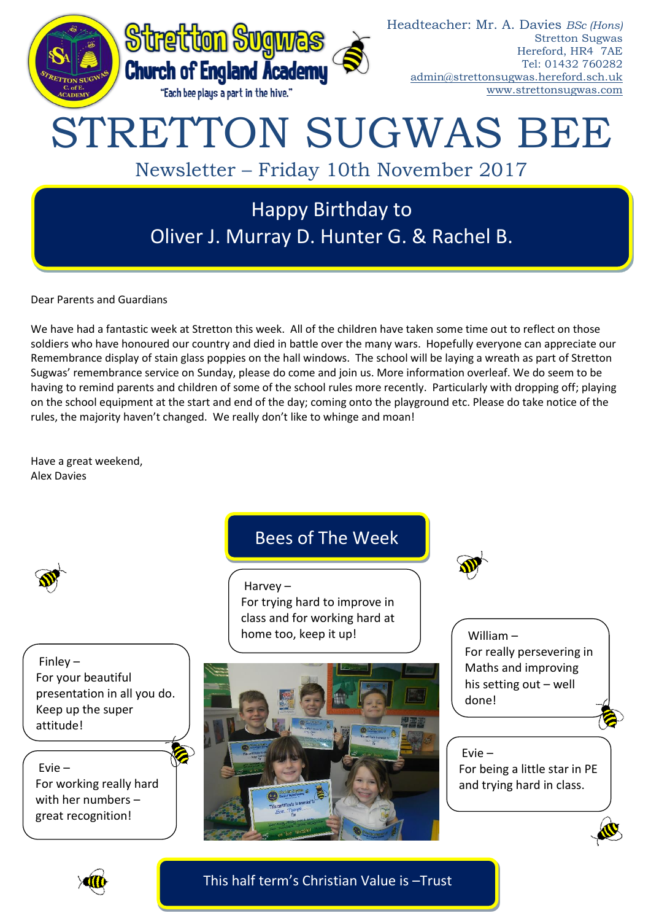Stretton Sugwas Church of England Academy

"Each bee plays a part in the hive."

Headteacher: Mr. A. Davies *BSc (Hons)*
Stretton Sugwas
Hereford, HR4 7AE
Tel: 01432 760282
admin@strettonsugwas.hereford.sch.uk
www.strettonsugwas.com

# STRETTON SUGWAS BEE

## Newsletter – Friday 10th November 2017

### Happy Birthday to Oliver J. Murray D. Hunter G. & Rachel B.

Dear Parents and Guardians

We have had a fantastic week at Stretton this week. All of the children have taken some time out to reflect on those soldiers who have honoured our country and died in battle over the many wars. Hopefully everyone can appreciate our Remembrance display of stain glass poppies on the hall windows. The school will be laying a wreath as part of Stretton Sugwas' remembrance service on Sunday, please do come and join us. More information overleaf. We do seem to be having to remind parents and children of some of the school rules more recently. Particularly with dropping off; playing on the school equipment at the start and end of the day; coming onto the playground etc. Please do take notice of the rules, the majority haven't changed. We really don't like to whinge and moan!

Have a great weekend,
Alex Davies

## Bees of The Week

**Harvey** – For trying hard to improve in class and for working hard at home too, keep it up!

**Finley** – For your beautiful presentation in all you do. Keep up the super attitude!

**Evie** – For working really hard with her numbers – great recognition!

**William** – For really persevering in Maths and improving his setting out – well done!

**Evie** – For being a little star in PE and trying hard in class.

### This half term's Christian Value is –Trust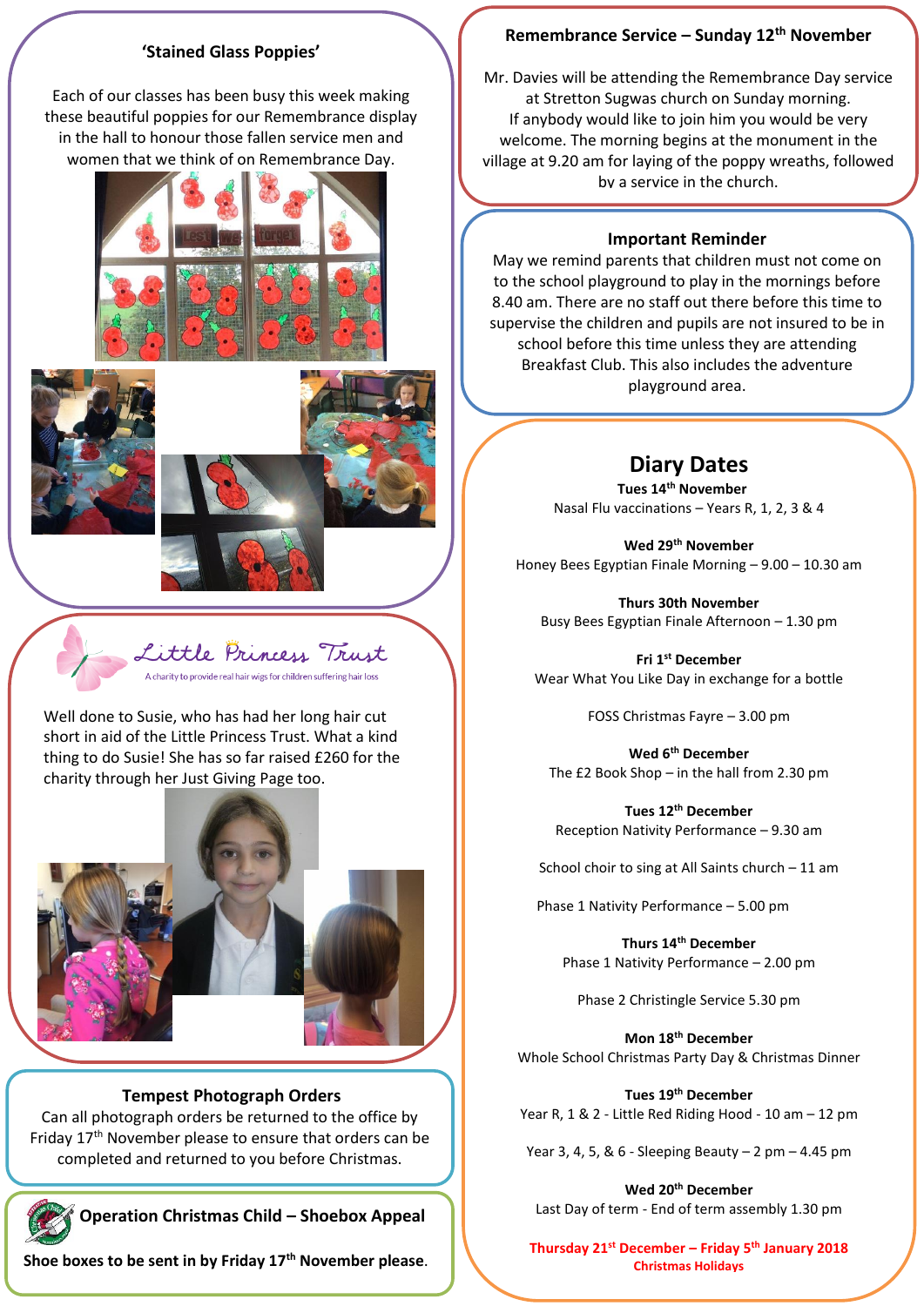## 'Stained Glass Poppies'

Each of our classes has been busy this week making these beautiful poppies for our Remembrance display in the hall to honour those fallen service men and women that we think of on Remembrance Day.

## Little Princess Trust

A charity to provide real hair wigs for children suffering hair loss

Well done to Susie, who has had her long hair cut short in aid of the Little Princess Trust. What a kind thing to do Susie! She has so far raised £260 for the charity through her Just Giving Page too.

## Tempest Photograph Orders

Can all photograph orders be returned to the office by Friday 17th November please to ensure that orders can be completed and returned to you before Christmas.

## Operation Christmas Child – Shoebox Appeal

**Shoe boxes to be sent in by Friday 17th November please.**

## Remembrance Service – Sunday 12th November

Mr. Davies will be attending the Remembrance Day service at Stretton Sugwas church on Sunday morning. If anybody would like to join him you would be very welcome. The morning begins at the monument in the village at 9.20 am for laying of the poppy wreaths, followed by a service in the church.

## Important Reminder

May we remind parents that children must not come on to the school playground to play in the mornings before 8.40 am. There are no staff out there before this time to supervise the children and pupils are not insured to be in school before this time unless they are attending Breakfast Club. This also includes the adventure playground area.

## Diary Dates

**Tues 14th November**
Nasal Flu vaccinations – Years R, 1, 2, 3 & 4

**Wed 29th November**
Honey Bees Egyptian Finale Morning – 9.00 – 10.30 am

**Thurs 30th November**
Busy Bees Egyptian Finale Afternoon – 1.30 pm

**Fri 1st December**
Wear What You Like Day in exchange for a bottle

FOSS Christmas Fayre – 3.00 pm

**Wed 6th December**
The £2 Book Shop – in the hall from 2.30 pm

**Tues 12th December**
Reception Nativity Performance – 9.30 am

School choir to sing at All Saints church – 11 am

Phase 1 Nativity Performance – 5.00 pm

**Thurs 14th December**
Phase 1 Nativity Performance – 2.00 pm

Phase 2 Christingle Service 5.30 pm

**Mon 18th December**
Whole School Christmas Party Day & Christmas Dinner

**Tues 19th December**
Year R, 1 & 2 - Little Red Riding Hood - 10 am – 12 pm

Year 3, 4, 5, & 6 - Sleeping Beauty – 2 pm – 4.45 pm

**Wed 20th December**
Last Day of term - End of term assembly 1.30 pm

**Thursday 21st December – Friday 5th January 2018**
**Christmas Holidays**